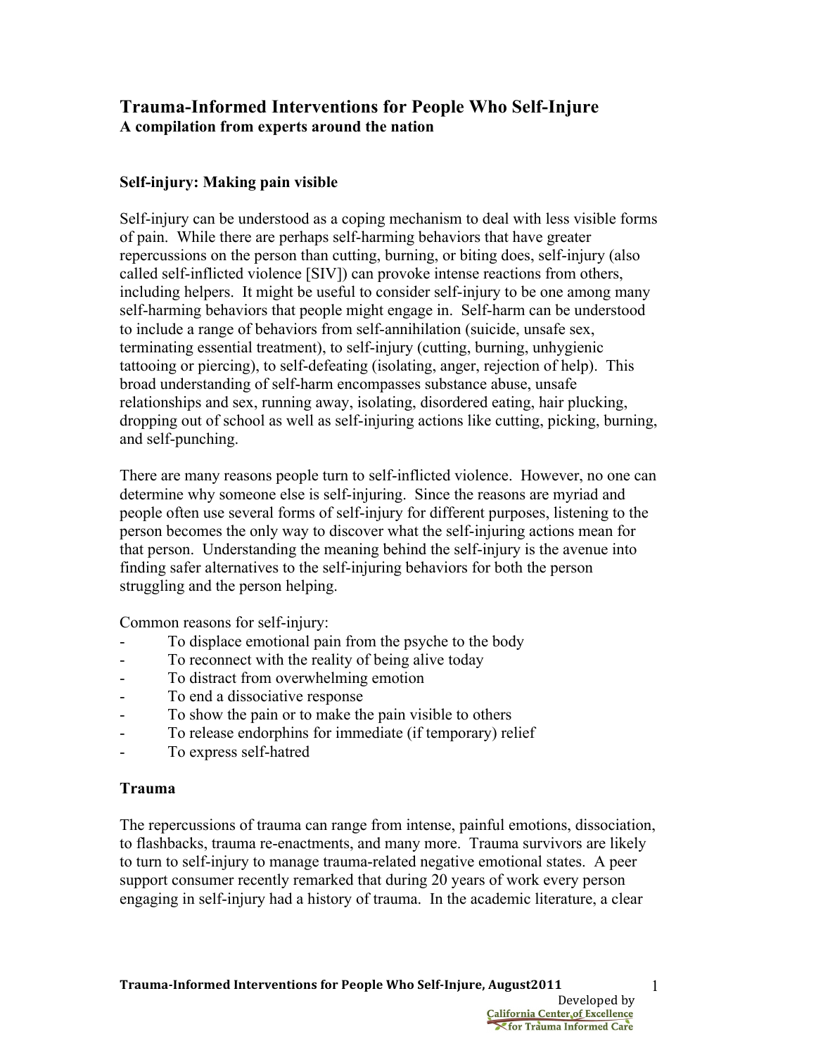# Trauma-Informed Interventions for People Who Self-Injure

**A compilation from experts around the nation**

## Self-injury: Making pain visible

Self-injury can be understood as a coping mechanism to deal with less visible forms of pain. While there are perhaps self-harming behaviors that have greater repercussions on the person than cutting, burning, or biting does, self-injury (also called self-inflicted violence [SIV]) can provoke intense reactions from others, including helpers. It might be useful to consider self-injury to be one among many self-harming behaviors that people might engage in. Self-harm can be understood to include a range of behaviors from self-annihilation (suicide, unsafe sex, terminating essential treatment), to self-injury (cutting, burning, unhygienic tattooing or piercing), to self-defeating (isolating, anger, rejection of help). This broad understanding of self-harm encompasses substance abuse, unsafe relationships and sex, running away, isolating, disordered eating, hair plucking, dropping out of school as well as self-injuring actions like cutting, picking, burning, and self-punching.

There are many reasons people turn to self-inflicted violence. However, no one can determine why someone else is self-injuring. Since the reasons are myriad and people often use several forms of self-injury for different purposes, listening to the person becomes the only way to discover what the self-injuring actions mean for that person. Understanding the meaning behind the self-injury is the avenue into finding safer alternatives to the self-injuring behaviors for both the person struggling and the person helping.

Common reasons for self-injury:

- To displace emotional pain from the psyche to the body
- To reconnect with the reality of being alive today
- To distract from overwhelming emotion
- To end a dissociative response
- To show the pain or to make the pain visible to others
- To release endorphins for immediate (if temporary) relief
- To express self-hatred

## Trauma

The repercussions of trauma can range from intense, painful emotions, dissociation, to flashbacks, trauma re-enactments, and many more. Trauma survivors are likely to turn to self-injury to manage trauma-related negative emotional states. A peer support consumer recently remarked that during 20 years of work every person engaging in self-injury had a history of trauma. In the academic literature, a clear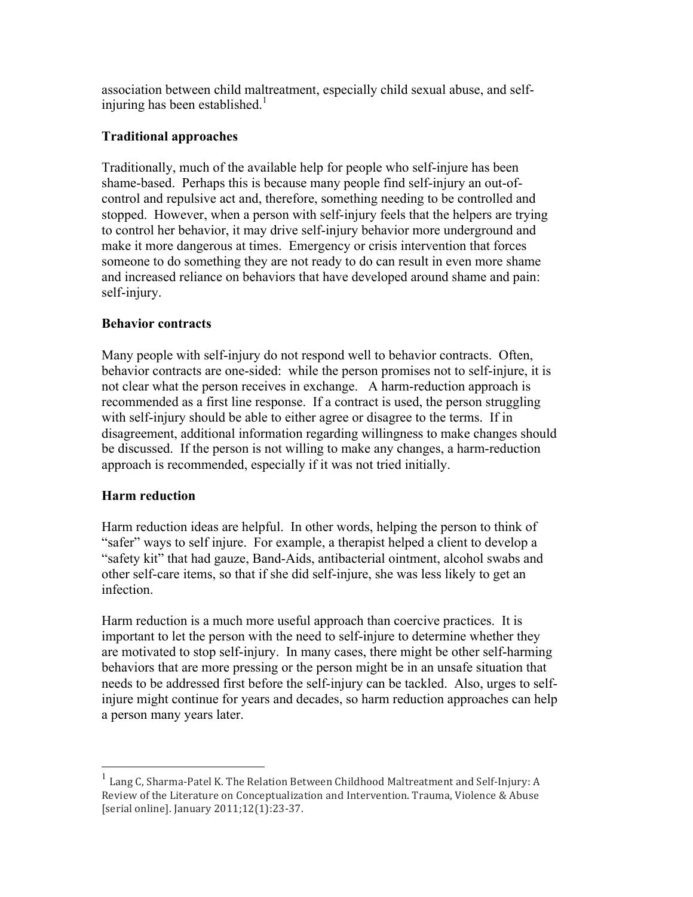association between child maltreatment, especially child sexual abuse, and self-injuring has been established.[1]

**Traditional approaches**

Traditionally, much of the available help for people who self-injure has been shame-based. Perhaps this is because many people find self-injury an out-of-control and repulsive act and, therefore, something needing to be controlled and stopped. However, when a person with self-injury feels that the helpers are trying to control her behavior, it may drive self-injury behavior more underground and make it more dangerous at times. Emergency or crisis intervention that forces someone to do something they are not ready to do can result in even more shame and increased reliance on behaviors that have developed around shame and pain: self-injury.

**Behavior contracts**

Many people with self-injury do not respond well to behavior contracts. Often, behavior contracts are one-sided: while the person promises not to self-injure, it is not clear what the person receives in exchange. A harm-reduction approach is recommended as a first line response. If a contract is used, the person struggling with self-injury should be able to either agree or disagree to the terms. If in disagreement, additional information regarding willingness to make changes should be discussed. If the person is not willing to make any changes, a harm-reduction approach is recommended, especially if it was not tried initially.

**Harm reduction**

Harm reduction ideas are helpful. In other words, helping the person to think of "safer" ways to self injure. For example, a therapist helped a client to develop a "safety kit" that had gauze, Band-Aids, antibacterial ointment, alcohol swabs and other self-care items, so that if she did self-injure, she was less likely to get an infection.

Harm reduction is a much more useful approach than coercive practices. It is important to let the person with the need to self-injure to determine whether they are motivated to stop self-injury. In many cases, there might be other self-harming behaviors that are more pressing or the person might be in an unsafe situation that needs to be addressed first before the self-injury can be tackled. Also, urges to self-injure might continue for years and decades, so harm reduction approaches can help a person many years later.

---

[1] Lang C, Sharma-Patel K. The Relation Between Childhood Maltreatment and Self-Injury: A Review of the Literature on Conceptualization and Intervention. Trauma, Violence & Abuse [serial online]. January 2011;12(1):23-37.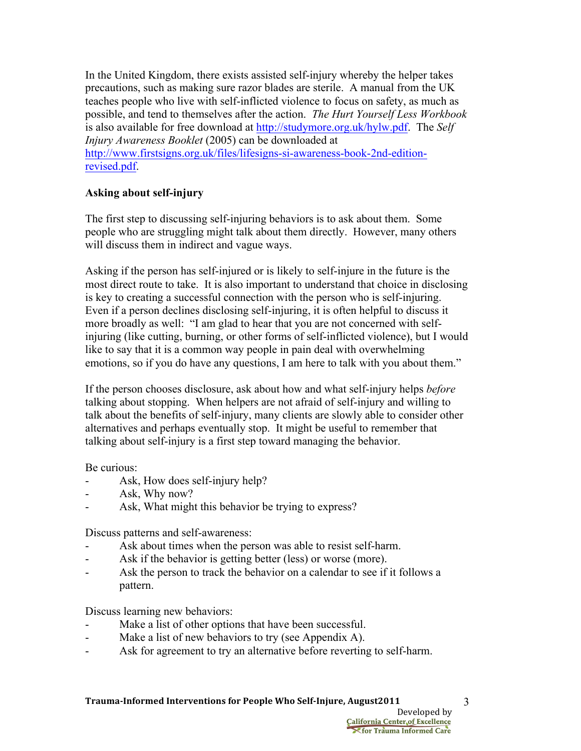In the United Kingdom, there exists assisted self-injury whereby the helper takes precautions, such as making sure razor blades are sterile. A manual from the UK teaches people who live with self-inflicted violence to focus on safety, as much as possible, and tend to themselves after the action. *The Hurt Yourself Less Workbook* is also available for free download at http://studymore.org.uk/hylw.pdf. The *Self Injury Awareness Booklet* (2005) can be downloaded at http://www.firstsigns.org.uk/files/lifesigns-si-awareness-book-2nd-edition-revised.pdf.

**Asking about self-injury**

The first step to discussing self-injuring behaviors is to ask about them. Some people who are struggling might talk about them directly. However, many others will discuss them in indirect and vague ways.

Asking if the person has self-injured or is likely to self-injure in the future is the most direct route to take. It is also important to understand that choice in disclosing is key to creating a successful connection with the person who is self-injuring. Even if a person declines disclosing self-injuring, it is often helpful to discuss it more broadly as well: "I am glad to hear that you are not concerned with self-injuring (like cutting, burning, or other forms of self-inflicted violence), but I would like to say that it is a common way people in pain deal with overwhelming emotions, so if you do have any questions, I am here to talk with you about them."

If the person chooses disclosure, ask about how and what self-injury helps *before* talking about stopping. When helpers are not afraid of self-injury and willing to talk about the benefits of self-injury, many clients are slowly able to consider other alternatives and perhaps eventually stop. It might be useful to remember that talking about self-injury is a first step toward managing the behavior.

Be curious:

- Ask, How does self-injury help?
- Ask, Why now?
- Ask, What might this behavior be trying to express?

Discuss patterns and self-awareness:

- Ask about times when the person was able to resist self-harm.
- Ask if the behavior is getting better (less) or worse (more).
- Ask the person to track the behavior on a calendar to see if it follows a pattern.

Discuss learning new behaviors:

- Make a list of other options that have been successful.
- Make a list of new behaviors to try (see Appendix A).
- Ask for agreement to try an alternative before reverting to self-harm.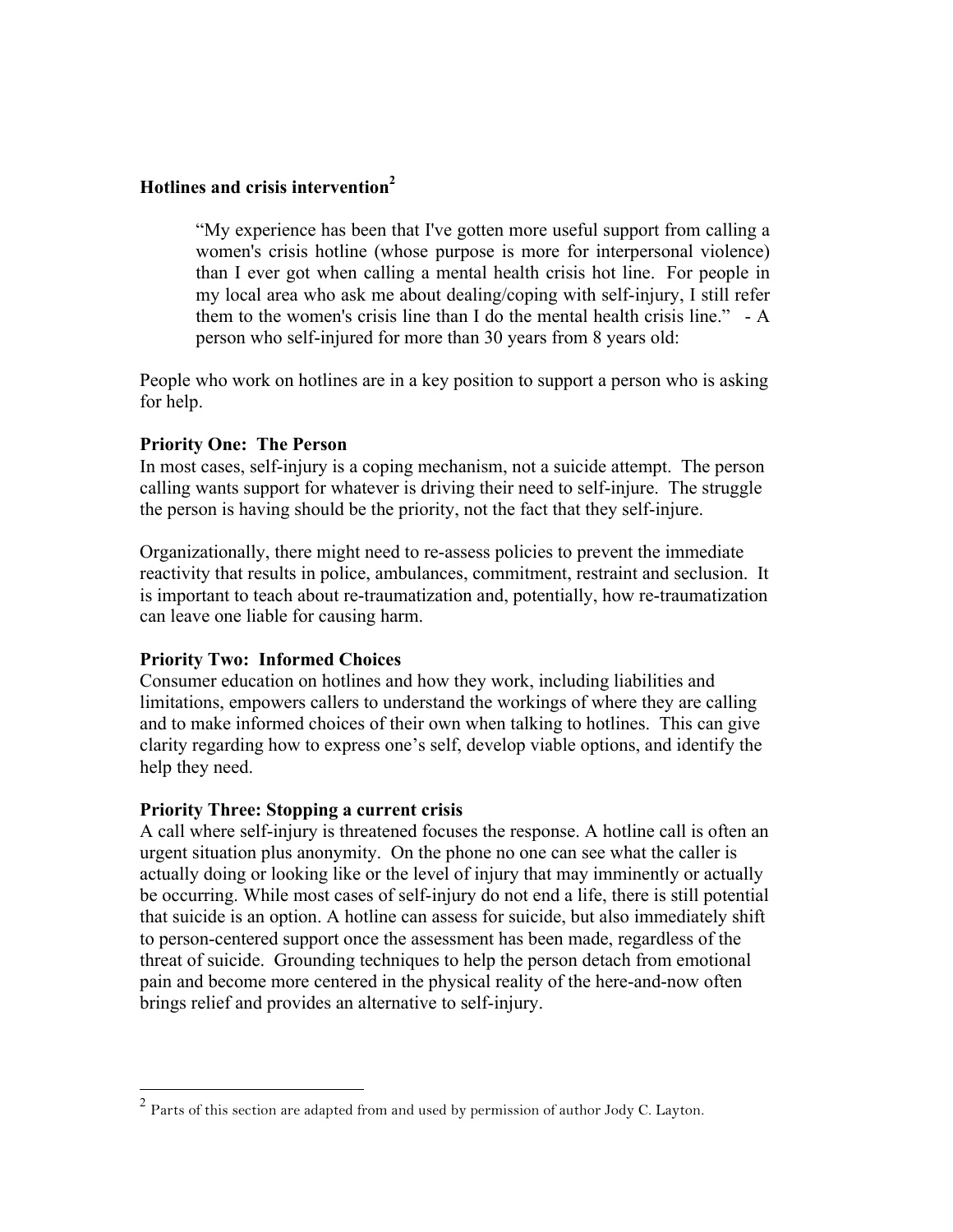## Hotlines and crisis intervention[2]

> "My experience has been that I've gotten more useful support from calling a women's crisis hotline (whose purpose is more for interpersonal violence) than I ever got when calling a mental health crisis hot line. For people in my local area who ask me about dealing/coping with self-injury, I still refer them to the women's crisis line than I do the mental health crisis line." - A person who self-injured for more than 30 years from 8 years old:

People who work on hotlines are in a key position to support a person who is asking for help.

### Priority One: The Person

In most cases, self-injury is a coping mechanism, not a suicide attempt. The person calling wants support for whatever is driving their need to self-injure. The struggle the person is having should be the priority, not the fact that they self-injure.

Organizationally, there might need to re-assess policies to prevent the immediate reactivity that results in police, ambulances, commitment, restraint and seclusion. It is important to teach about re-traumatization and, potentially, how re-traumatization can leave one liable for causing harm.

### Priority Two: Informed Choices

Consumer education on hotlines and how they work, including liabilities and limitations, empowers callers to understand the workings of where they are calling and to make informed choices of their own when talking to hotlines. This can give clarity regarding how to express one's self, develop viable options, and identify the help they need.

### Priority Three: Stopping a current crisis

A call where self-injury is threatened focuses the response. A hotline call is often an urgent situation plus anonymity. On the phone no one can see what the caller is actually doing or looking like or the level of injury that may imminently or actually be occurring. While most cases of self-injury do not end a life, there is still potential that suicide is an option. A hotline can assess for suicide, but also immediately shift to person-centered support once the assessment has been made, regardless of the threat of suicide. Grounding techniques to help the person detach from emotional pain and become more centered in the physical reality of the here-and-now often brings relief and provides an alternative to self-injury.

---

[2] Parts of this section are adapted from and used by permission of author Jody C. Layton.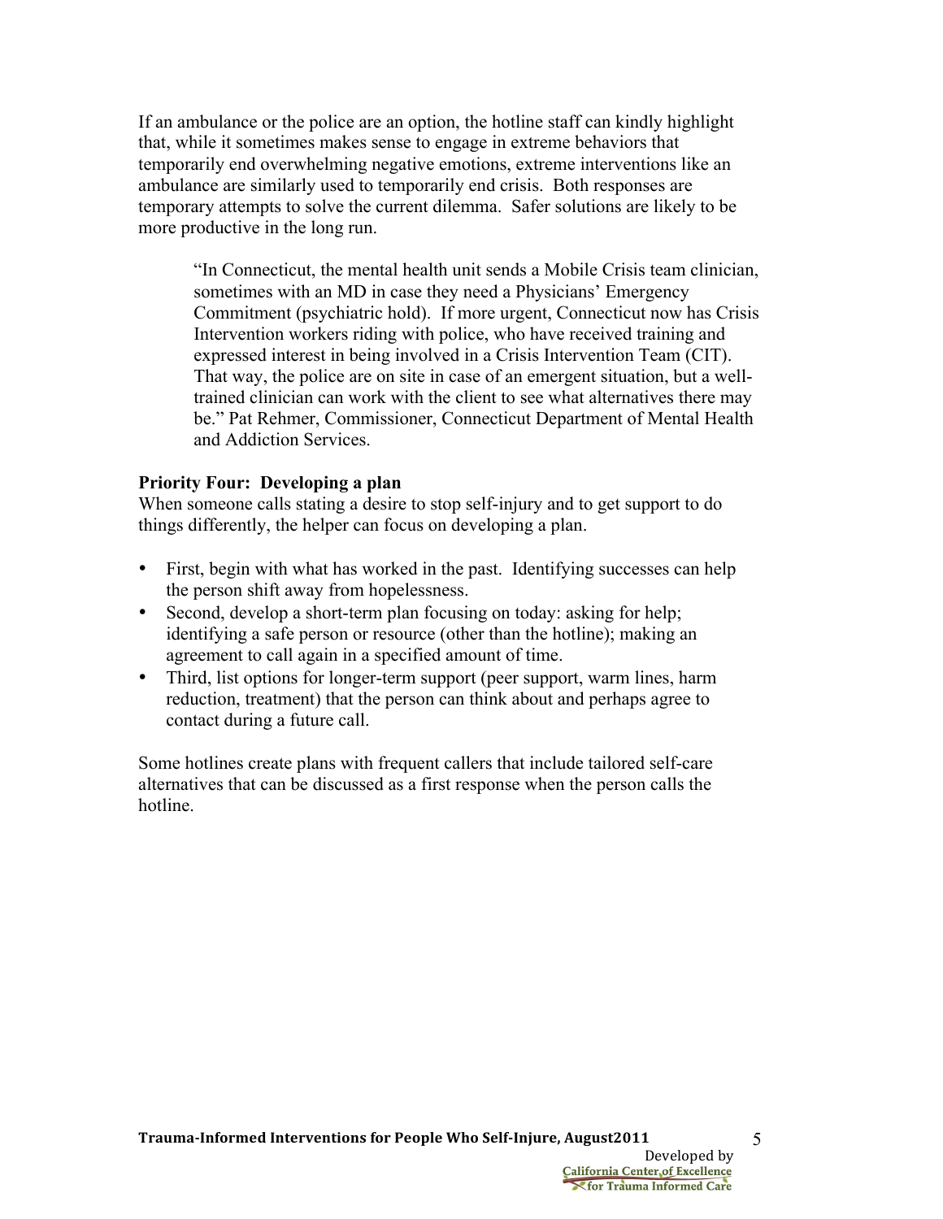If an ambulance or the police are an option, the hotline staff can kindly highlight that, while it sometimes makes sense to engage in extreme behaviors that temporarily end overwhelming negative emotions, extreme interventions like an ambulance are similarly used to temporarily end crisis. Both responses are temporary attempts to solve the current dilemma. Safer solutions are likely to be more productive in the long run.

> "In Connecticut, the mental health unit sends a Mobile Crisis team clinician, sometimes with an MD in case they need a Physicians' Emergency Commitment (psychiatric hold). If more urgent, Connecticut now has Crisis Intervention workers riding with police, who have received training and expressed interest in being involved in a Crisis Intervention Team (CIT). That way, the police are on site in case of an emergent situation, but a well-trained clinician can work with the client to see what alternatives there may be." Pat Rehmer, Commissioner, Connecticut Department of Mental Health and Addiction Services.

**Priority Four: Developing a plan**

When someone calls stating a desire to stop self-injury and to get support to do things differently, the helper can focus on developing a plan.

- First, begin with what has worked in the past. Identifying successes can help the person shift away from hopelessness.
- Second, develop a short-term plan focusing on today: asking for help; identifying a safe person or resource (other than the hotline); making an agreement to call again in a specified amount of time.
- Third, list options for longer-term support (peer support, warm lines, harm reduction, treatment) that the person can think about and perhaps agree to contact during a future call.

Some hotlines create plans with frequent callers that include tailored self-care alternatives that can be discussed as a first response when the person calls the hotline.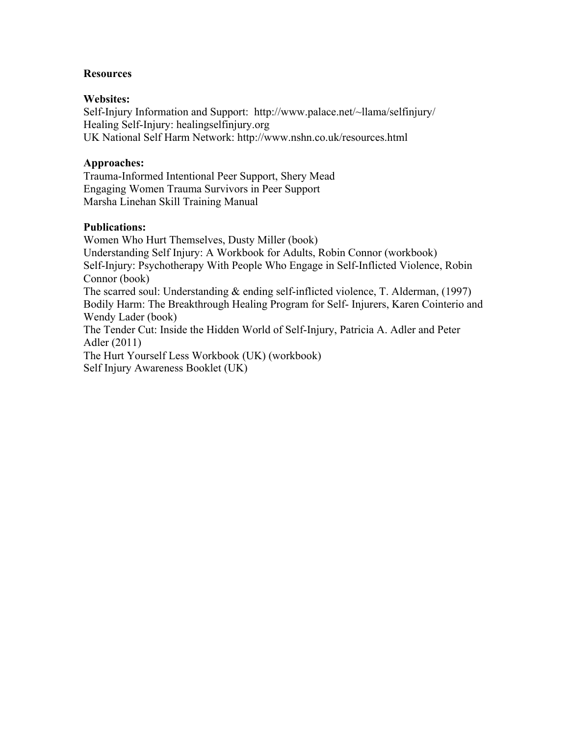**Resources**

**Websites:**
Self-Injury Information and Support: http://www.palace.net/~llama/selfinjury/
Healing Self-Injury: healingselfinjury.org
UK National Self Harm Network: http://www.nshn.co.uk/resources.html

**Approaches:**
Trauma-Informed Intentional Peer Support, Shery Mead
Engaging Women Trauma Survivors in Peer Support
Marsha Linehan Skill Training Manual

**Publications:**
Women Who Hurt Themselves, Dusty Miller (book)
Understanding Self Injury: A Workbook for Adults, Robin Connor (workbook)
Self-Injury: Psychotherapy With People Who Engage in Self-Inflicted Violence, Robin Connor (book)
The scarred soul: Understanding & ending self-inflicted violence, T. Alderman, (1997)
Bodily Harm: The Breakthrough Healing Program for Self- Injurers, Karen Cointerio and Wendy Lader (book)
The Tender Cut: Inside the Hidden World of Self-Injury, Patricia A. Adler and Peter Adler (2011)
The Hurt Yourself Less Workbook (UK) (workbook)
Self Injury Awareness Booklet (UK)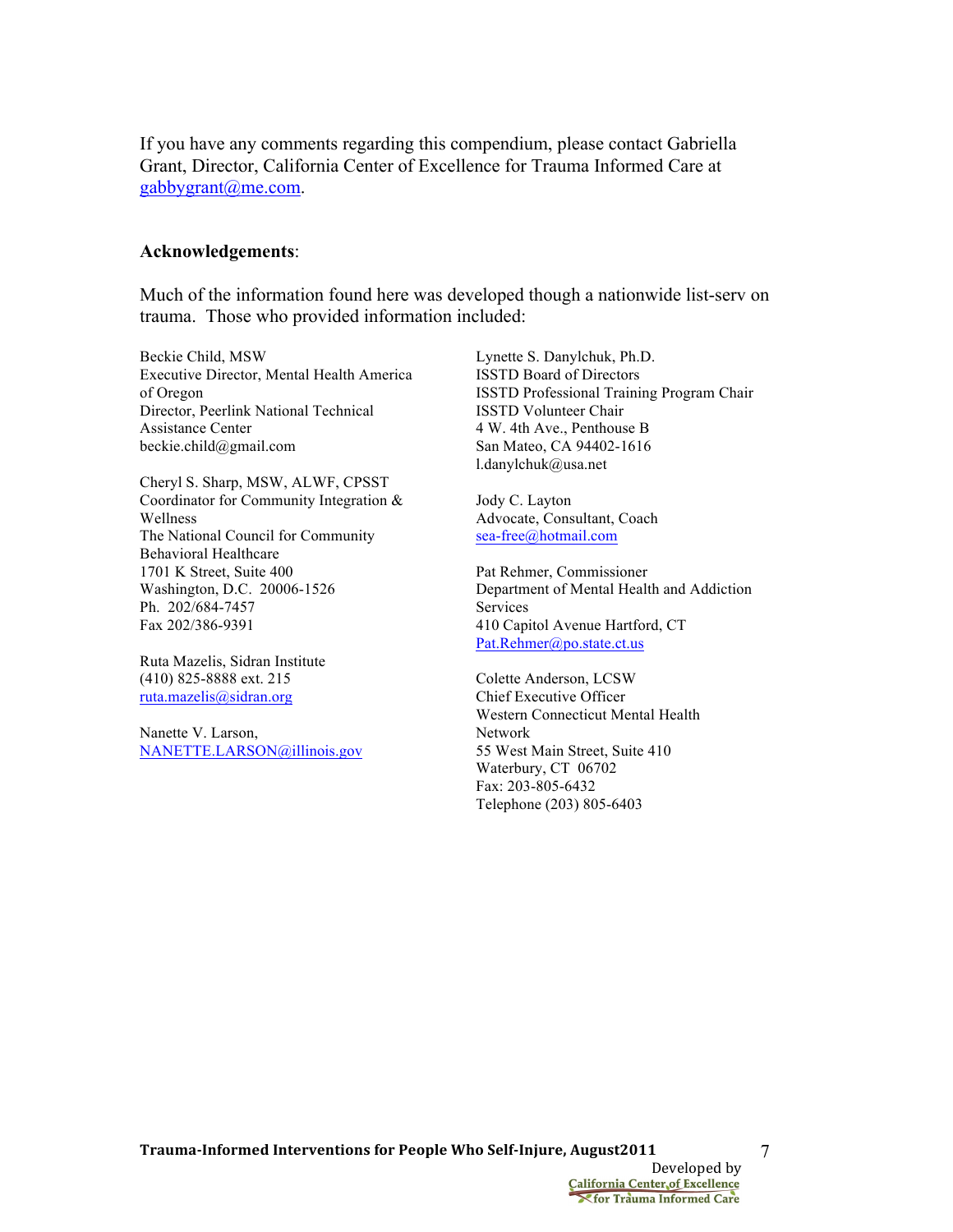If you have any comments regarding this compendium, please contact Gabriella Grant, Director, California Center of Excellence for Trauma Informed Care at gabbygrant@me.com.

**Acknowledgements**:

Much of the information found here was developed though a nationwide list-serv on trauma. Those who provided information included:

Beckie Child, MSW
Executive Director, Mental Health America of Oregon
Director, Peerlink National Technical Assistance Center
beckie.child@gmail.com

Cheryl S. Sharp, MSW, ALWF, CPSST
Coordinator for Community Integration & Wellness
The National Council for Community Behavioral Healthcare
1701 K Street, Suite 400
Washington, D.C. 20006-1526
Ph. 202/684-7457
Fax 202/386-9391

Ruta Mazelis, Sidran Institute
(410) 825-8888 ext. 215
ruta.mazelis@sidran.org

Nanette V. Larson,
NANETTE.LARSON@illinois.gov

Lynette S. Danylchuk, Ph.D.
ISSTD Board of Directors
ISSTD Professional Training Program Chair
ISSTD Volunteer Chair
4 W. 4th Ave., Penthouse B
San Mateo, CA 94402-1616
l.danylchuk@usa.net

Jody C. Layton
Advocate, Consultant, Coach
sea-free@hotmail.com

Pat Rehmer, Commissioner
Department of Mental Health and Addiction Services
410 Capitol Avenue Hartford, CT
Pat.Rehmer@po.state.ct.us

Colette Anderson, LCSW
Chief Executive Officer
Western Connecticut Mental Health Network
55 West Main Street, Suite 410
Waterbury, CT 06702
Fax: 203-805-6432
Telephone (203) 805-6403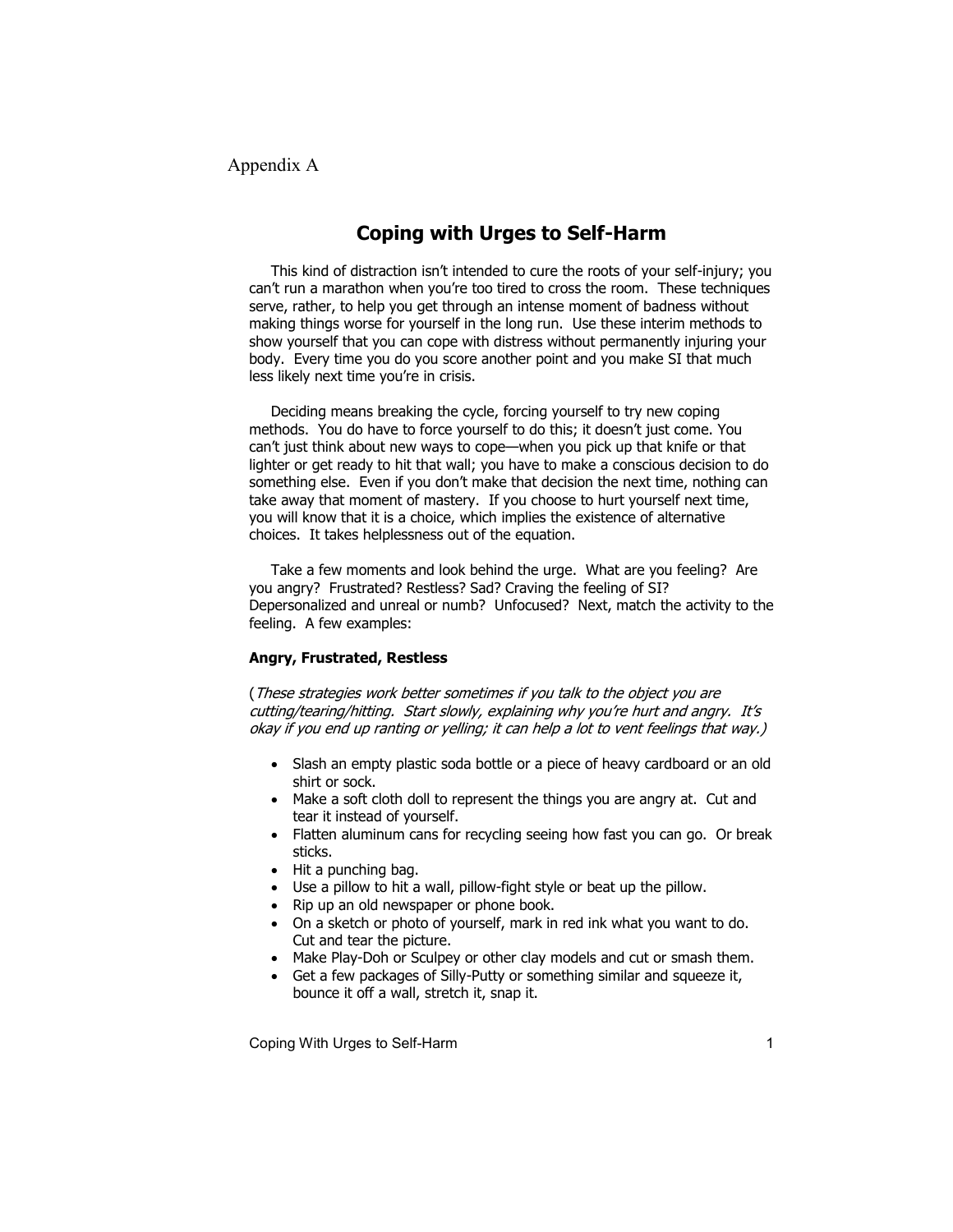Appendix A

## Coping with Urges to Self-Harm

This kind of distraction isn't intended to cure the roots of your self-injury; you can't run a marathon when you're too tired to cross the room. These techniques serve, rather, to help you get through an intense moment of badness without making things worse for yourself in the long run. Use these interim methods to show yourself that you can cope with distress without permanently injuring your body. Every time you do you score another point and you make SI that much less likely next time you're in crisis.

Deciding means breaking the cycle, forcing yourself to try new coping methods. You do have to force yourself to do this; it doesn't just come. You can't just think about new ways to cope—when you pick up that knife or that lighter or get ready to hit that wall; you have to make a conscious decision to do something else. Even if you don't make that decision the next time, nothing can take away that moment of mastery. If you choose to hurt yourself next time, you will know that it is a choice, which implies the existence of alternative choices. It takes helplessness out of the equation.

Take a few moments and look behind the urge. What are you feeling? Are you angry? Frustrated? Restless? Sad? Craving the feeling of SI? Depersonalized and unreal or numb? Unfocused? Next, match the activity to the feeling. A few examples:

**Angry, Frustrated, Restless**

(*These strategies work better sometimes if you talk to the object you are cutting/tearing/hitting. Start slowly, explaining why you're hurt and angry. It's okay if you end up ranting or yelling; it can help a lot to vent feelings that way.)*

- Slash an empty plastic soda bottle or a piece of heavy cardboard or an old shirt or sock.
- Make a soft cloth doll to represent the things you are angry at. Cut and tear it instead of yourself.
- Flatten aluminum cans for recycling seeing how fast you can go. Or break sticks.
- Hit a punching bag.
- Use a pillow to hit a wall, pillow-fight style or beat up the pillow.
- Rip up an old newspaper or phone book.
- On a sketch or photo of yourself, mark in red ink what you want to do. Cut and tear the picture.
- Make Play-Doh or Sculpey or other clay models and cut or smash them.
- Get a few packages of Silly-Putty or something similar and squeeze it, bounce it off a wall, stretch it, snap it.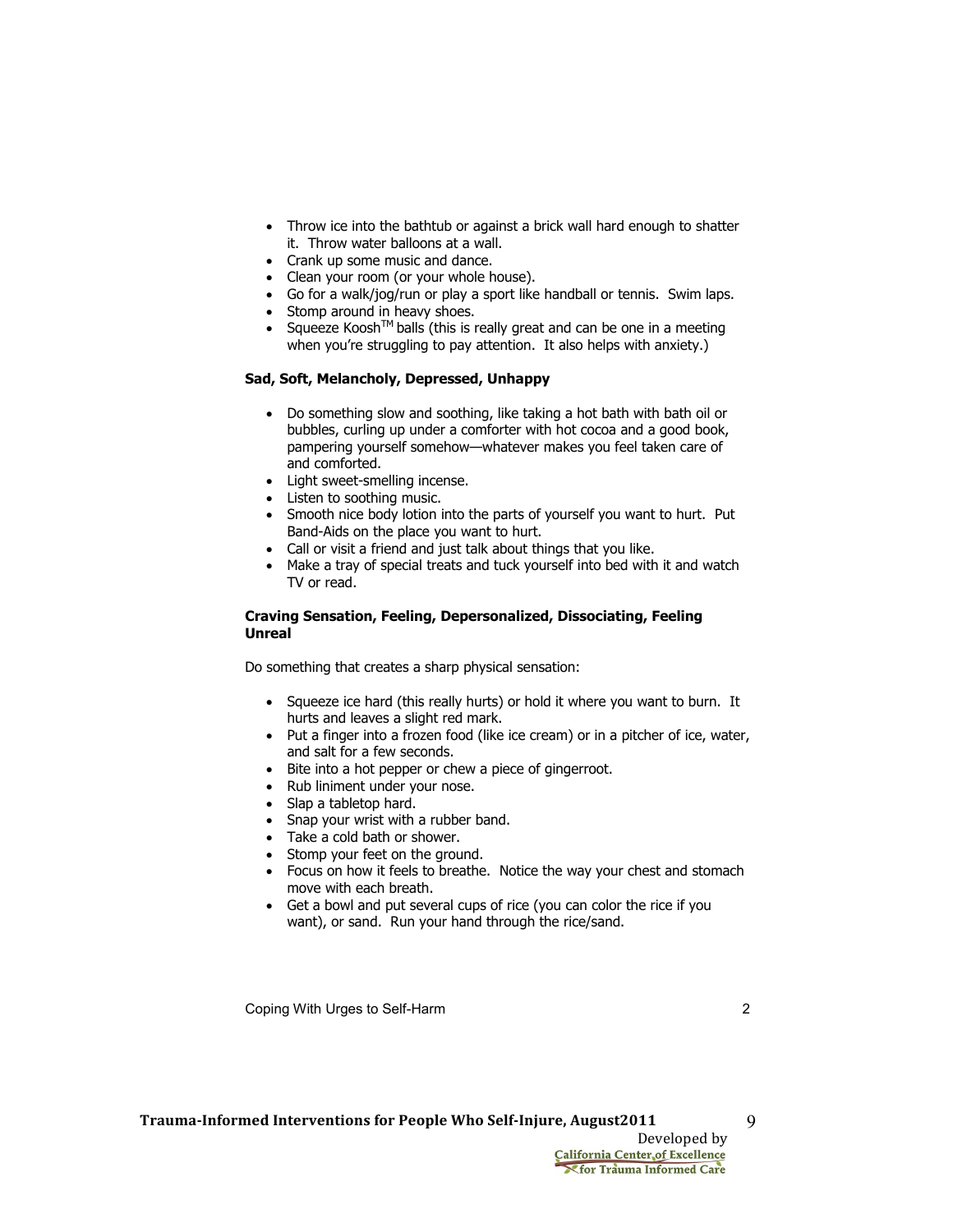- Throw ice into the bathtub or against a brick wall hard enough to shatter it. Throw water balloons at a wall.
- Crank up some music and dance.
- Clean your room (or your whole house).
- Go for a walk/jog/run or play a sport like handball or tennis. Swim laps.
- Stomp around in heavy shoes.
- Squeeze Koosh™ balls (this is really great and can be one in a meeting when you're struggling to pay attention. It also helps with anxiety.)

**Sad, Soft, Melancholy, Depressed, Unhappy**

- Do something slow and soothing, like taking a hot bath with bath oil or bubbles, curling up under a comforter with hot cocoa and a good book, pampering yourself somehow—whatever makes you feel taken care of and comforted.
- Light sweet-smelling incense.
- Listen to soothing music.
- Smooth nice body lotion into the parts of yourself you want to hurt. Put Band-Aids on the place you want to hurt.
- Call or visit a friend and just talk about things that you like.
- Make a tray of special treats and tuck yourself into bed with it and watch TV or read.

**Craving Sensation, Feeling, Depersonalized, Dissociating, Feeling Unreal**

Do something that creates a sharp physical sensation:

- Squeeze ice hard (this really hurts) or hold it where you want to burn. It hurts and leaves a slight red mark.
- Put a finger into a frozen food (like ice cream) or in a pitcher of ice, water, and salt for a few seconds.
- Bite into a hot pepper or chew a piece of gingerroot.
- Rub liniment under your nose.
- Slap a tabletop hard.
- Snap your wrist with a rubber band.
- Take a cold bath or shower.
- Stomp your feet on the ground.
- Focus on how it feels to breathe. Notice the way your chest and stomach move with each breath.
- Get a bowl and put several cups of rice (you can color the rice if you want), or sand. Run your hand through the rice/sand.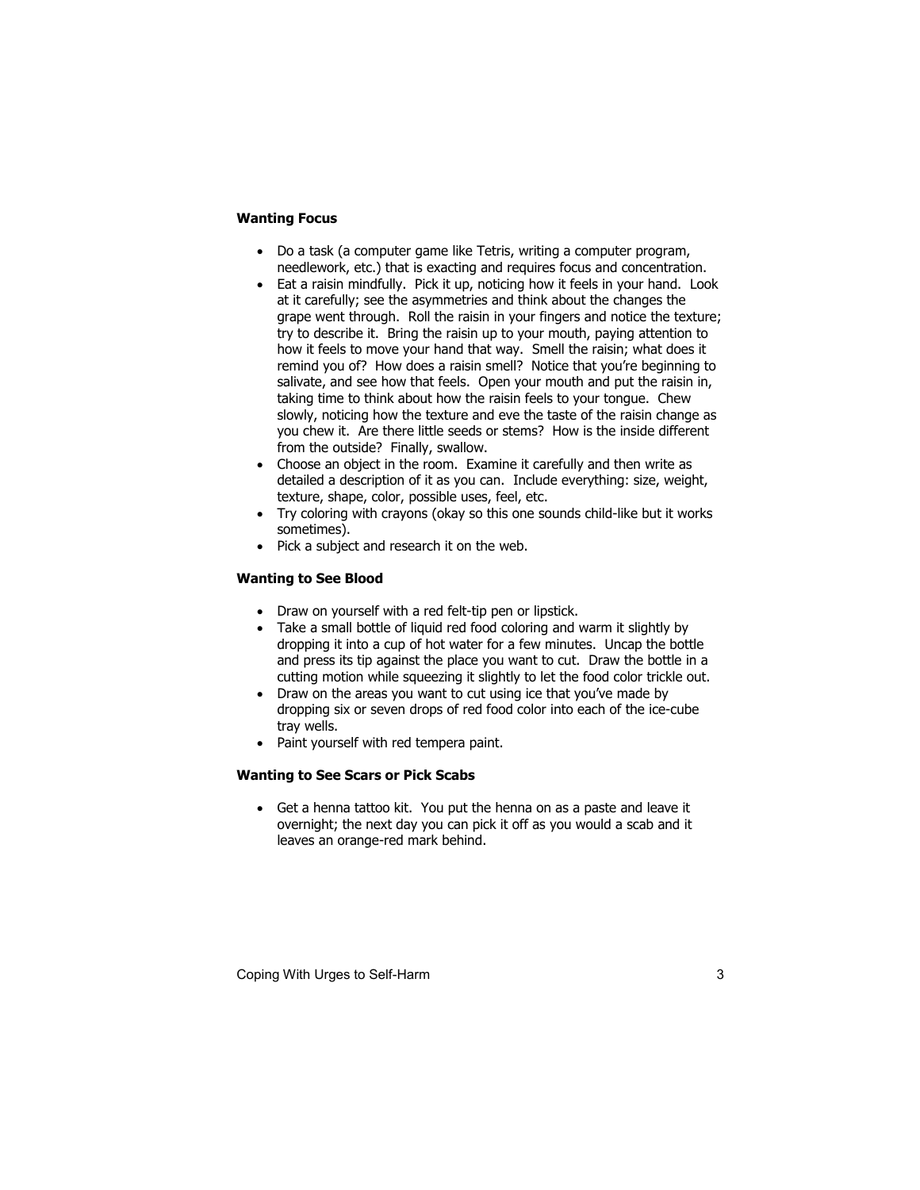**Wanting Focus**

- Do a task (a computer game like Tetris, writing a computer program, needlework, etc.) that is exacting and requires focus and concentration.
- Eat a raisin mindfully. Pick it up, noticing how it feels in your hand. Look at it carefully; see the asymmetries and think about the changes the grape went through. Roll the raisin in your fingers and notice the texture; try to describe it. Bring the raisin up to your mouth, paying attention to how it feels to move your hand that way. Smell the raisin; what does it remind you of? How does a raisin smell? Notice that you're beginning to salivate, and see how that feels. Open your mouth and put the raisin in, taking time to think about how the raisin feels to your tongue. Chew slowly, noticing how the texture and eve the taste of the raisin change as you chew it. Are there little seeds or stems? How is the inside different from the outside? Finally, swallow.
- Choose an object in the room. Examine it carefully and then write as detailed a description of it as you can. Include everything: size, weight, texture, shape, color, possible uses, feel, etc.
- Try coloring with crayons (okay so this one sounds child-like but it works sometimes).
- Pick a subject and research it on the web.

**Wanting to See Blood**

- Draw on yourself with a red felt-tip pen or lipstick.
- Take a small bottle of liquid red food coloring and warm it slightly by dropping it into a cup of hot water for a few minutes. Uncap the bottle and press its tip against the place you want to cut. Draw the bottle in a cutting motion while squeezing it slightly to let the food color trickle out.
- Draw on the areas you want to cut using ice that you've made by dropping six or seven drops of red food color into each of the ice-cube tray wells.
- Paint yourself with red tempera paint.

**Wanting to See Scars or Pick Scabs**

- Get a henna tattoo kit. You put the henna on as a paste and leave it overnight; the next day you can pick it off as you would a scab and it leaves an orange-red mark behind.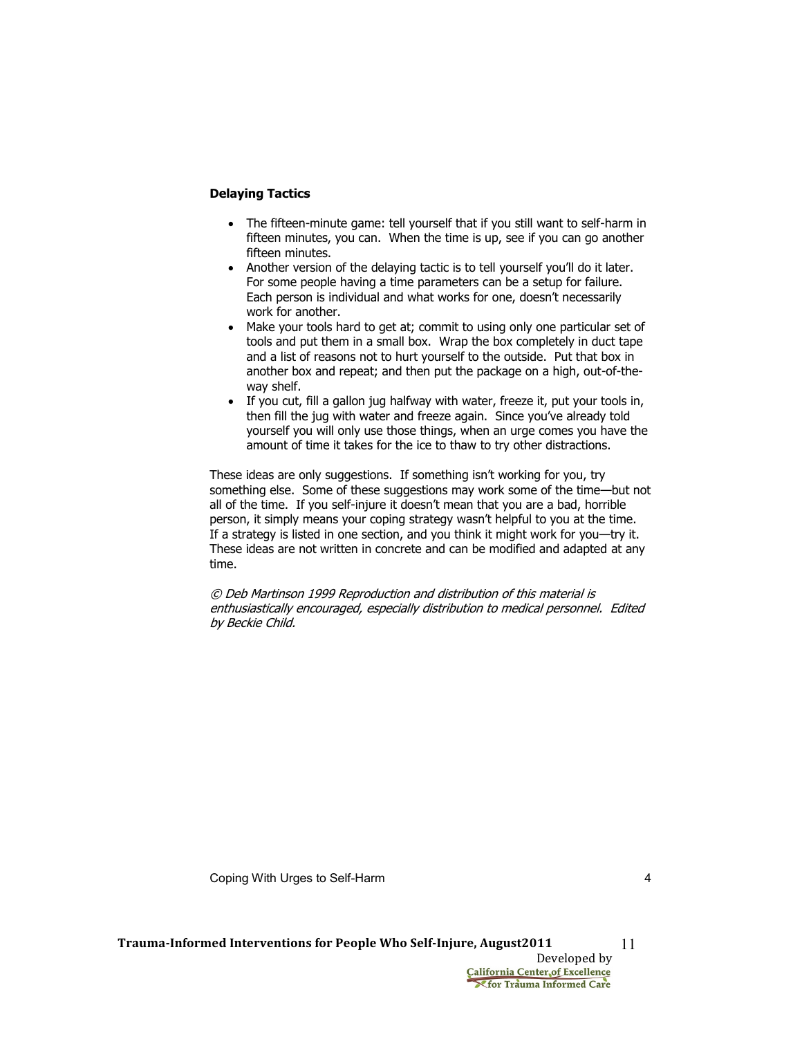**Delaying Tactics**

- The fifteen-minute game: tell yourself that if you still want to self-harm in fifteen minutes, you can. When the time is up, see if you can go another fifteen minutes.
- Another version of the delaying tactic is to tell yourself you'll do it later. For some people having a time parameters can be a setup for failure. Each person is individual and what works for one, doesn't necessarily work for another.
- Make your tools hard to get at; commit to using only one particular set of tools and put them in a small box. Wrap the box completely in duct tape and a list of reasons not to hurt yourself to the outside. Put that box in another box and repeat; and then put the package on a high, out-of-the-way shelf.
- If you cut, fill a gallon jug halfway with water, freeze it, put your tools in, then fill the jug with water and freeze again. Since you've already told yourself you will only use those things, when an urge comes you have the amount of time it takes for the ice to thaw to try other distractions.

These ideas are only suggestions. If something isn't working for you, try something else. Some of these suggestions may work some of the time—but not all of the time. If you self-injure it doesn't mean that you are a bad, horrible person, it simply means your coping strategy wasn't helpful to you at the time. If a strategy is listed in one section, and you think it might work for you—try it. These ideas are not written in concrete and can be modified and adapted at any time.

*© Deb Martinson 1999 Reproduction and distribution of this material is enthusiastically encouraged, especially distribution to medical personnel. Edited by Beckie Child.*